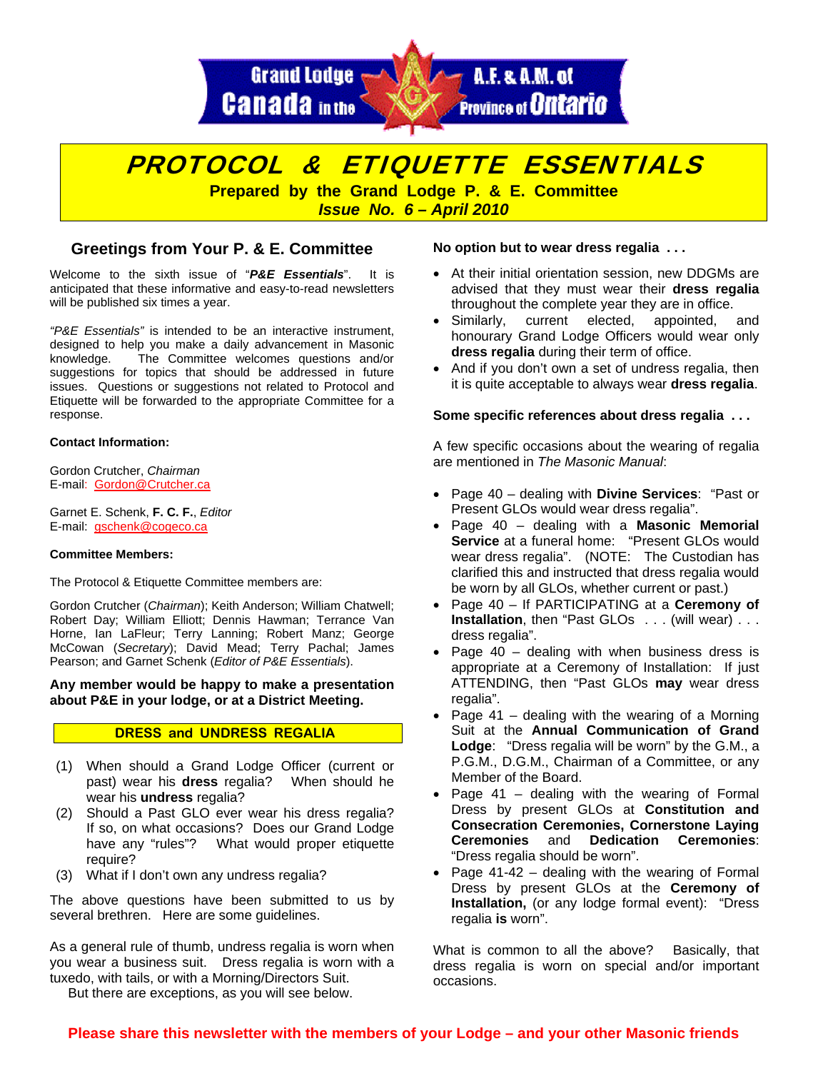Grand Lodge A.F. & A.M. of Canada in the Province of Ontario

# PROTOCOL & ETIQUETTE ESSENTIALS

**Prepared by the Grand Lodge P. & E. Committee**

***Issue No. 6 – April 2010***

## Greetings from Your P. & E. Committee

Welcome to the sixth issue of "***P&E Essentials***". It is anticipated that these informative and easy-to-read newsletters will be published six times a year.

*"P&E Essentials"* is intended to be an interactive instrument, designed to help you make a daily advancement in Masonic knowledge. The Committee welcomes questions and/or suggestions for topics that should be addressed in future issues. Questions or suggestions not related to Protocol and Etiquette will be forwarded to the appropriate Committee for a response.

**Contact Information:**

Gordon Crutcher, *Chairman*
E-mail: Gordon@Crutcher.ca

Garnet E. Schenk, **F. C. F.**, *Editor*
E-mail: gschenk@cogeco.ca

**Committee Members:**

The Protocol & Etiquette Committee members are:

Gordon Crutcher (*Chairman*); Keith Anderson; William Chatwell; Robert Day; William Elliott; Dennis Hawman; Terrance Van Horne, Ian LaFleur; Terry Lanning; Robert Manz; George McCowan (*Secretary*); David Mead; Terry Pachal; James Pearson; and Garnet Schenk (*Editor of P&E Essentials*).

**Any member would be happy to make a presentation about P&E in your lodge, or at a District Meeting.**

### DRESS and UNDRESS REGALIA

(1) When should a Grand Lodge Officer (current or past) wear his **dress** regalia? When should he wear his **undress** regalia?
(2) Should a Past GLO ever wear his dress regalia? If so, on what occasions? Does our Grand Lodge have any "rules"? What would proper etiquette require?
(3) What if I don't own any undress regalia?

The above questions have been submitted to us by several brethren. Here are some guidelines.

As a general rule of thumb, undress regalia is worn when you wear a business suit. Dress regalia is worn with a tuxedo, with tails, or with a Morning/Directors Suit.
But there are exceptions, as you will see below.

**No option but to wear dress regalia . . .**

- At their initial orientation session, new DDGMs are advised that they must wear their **dress regalia** throughout the complete year they are in office.
- Similarly, current elected, appointed, and honourary Grand Lodge Officers would wear only **dress regalia** during their term of office.
- And if you don't own a set of undress regalia, then it is quite acceptable to always wear **dress regalia**.

**Some specific references about dress regalia . . .**

A few specific occasions about the wearing of regalia are mentioned in *The Masonic Manual*:

- Page 40 – dealing with **Divine Services**: "Past or Present GLOs would wear dress regalia".
- Page 40 – dealing with a **Masonic Memorial Service** at a funeral home: "Present GLOs would wear dress regalia". (NOTE: The Custodian has clarified this and instructed that dress regalia would be worn by all GLOs, whether current or past.)
- Page 40 – If PARTICIPATING at a **Ceremony of Installation**, then "Past GLOs . . . (will wear) . . . dress regalia".
- Page 40 – dealing with when business dress is appropriate at a Ceremony of Installation: If just ATTENDING, then "Past GLOs **may** wear dress regalia".
- Page 41 – dealing with the wearing of a Morning Suit at the **Annual Communication of Grand Lodge**: "Dress regalia will be worn" by the G.M., a P.G.M., D.G.M., Chairman of a Committee, or any Member of the Board.
- Page 41 – dealing with the wearing of Formal Dress by present GLOs at **Constitution and Consecration Ceremonies, Cornerstone Laying Ceremonies** and **Dedication Ceremonies**: "Dress regalia should be worn".
- Page 41-42 – dealing with the wearing of Formal Dress by present GLOs at the **Ceremony of Installation,** (or any lodge formal event): "Dress regalia **is** worn".

What is common to all the above? Basically, that dress regalia is worn on special and/or important occasions.

**Please share this newsletter with the members of your Lodge – and your other Masonic friends**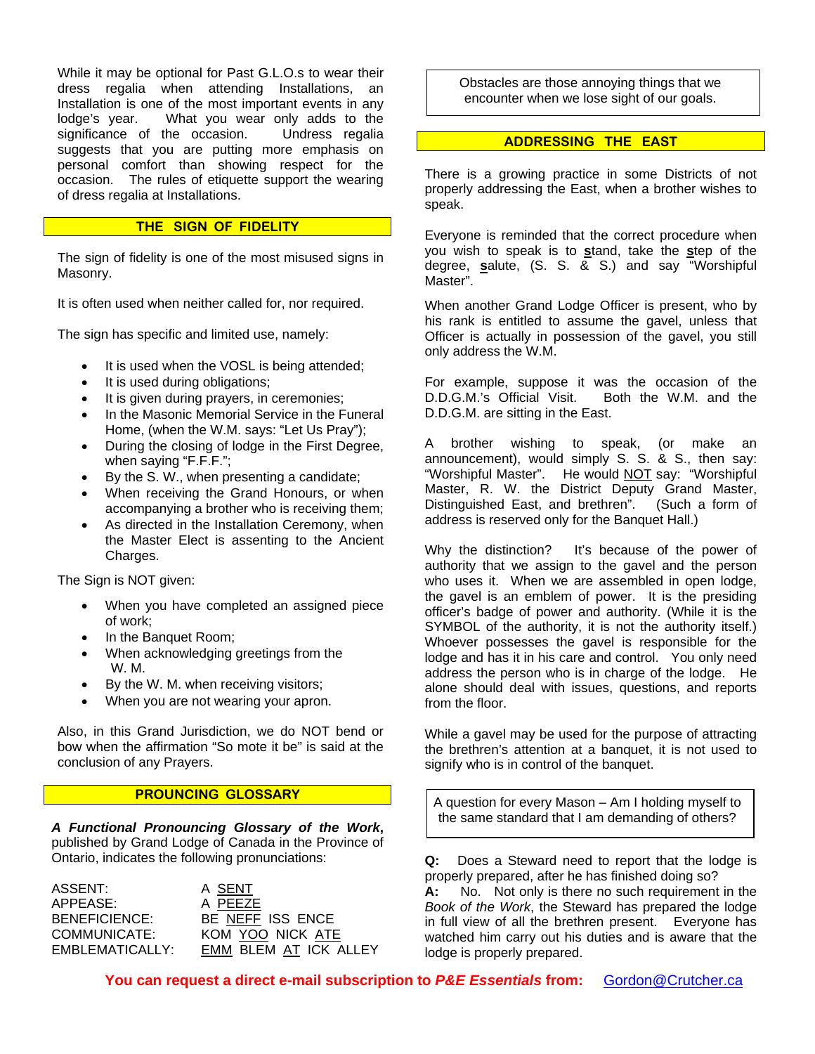While it may be optional for Past G.L.O.s to wear their dress regalia when attending Installations, an Installation is one of the most important events in any lodge's year. What you wear only adds to the significance of the occasion. Undress regalia suggests that you are putting more emphasis on personal comfort than showing respect for the occasion. The rules of etiquette support the wearing of dress regalia at Installations.

## THE SIGN OF FIDELITY

The sign of fidelity is one of the most misused signs in Masonry.

It is often used when neither called for, nor required.

The sign has specific and limited use, namely:

- It is used when the VOSL is being attended;
- It is used during obligations;
- It is given during prayers, in ceremonies;
- In the Masonic Memorial Service in the Funeral Home, (when the W.M. says: "Let Us Pray");
- During the closing of lodge in the First Degree, when saying "F.F.F.";
- By the S. W., when presenting a candidate;
- When receiving the Grand Honours, or when accompanying a brother who is receiving them;
- As directed in the Installation Ceremony, when the Master Elect is assenting to the Ancient Charges.

The Sign is NOT given:

- When you have completed an assigned piece of work;
- In the Banquet Room;
- When acknowledging greetings from the W. M.
- By the W. M. when receiving visitors;
- When you are not wearing your apron.

Also, in this Grand Jurisdiction, we do NOT bend or bow when the affirmation "So mote it be" is said at the conclusion of any Prayers.

## PROUNCING GLOSSARY

***A Functional Pronouncing Glossary of the Work***, published by Grand Lodge of Canada in the Province of Ontario, indicates the following pronunciations:

| | |
|---|---|
| ASSENT: | A <u>SENT</u> |
| APPEASE: | A <u>PEEZE</u> |
| BENEFICIENCE: | BE <u>NEFF</u> ISS ENCE |
| COMMUNICATE: | KOM <u>YOO</u> NICK <u>ATE</u> |
| EMBLEMATICALLY: | <u>EMM</u> BLEM <u>AT</u> ICK ALLEY |

> Obstacles are those annoying things that we encounter when we lose sight of our goals.

## ADDRESSING THE EAST

There is a growing practice in some Districts of not properly addressing the East, when a brother wishes to speak.

Everyone is reminded that the correct procedure when you wish to speak is to **<u>s</u>**tand, take the **<u>s</u>**tep of the degree, **<u>s</u>**alute, (S. S. & S.) and say "Worshipful Master".

When another Grand Lodge Officer is present, who by his rank is entitled to assume the gavel, unless that Officer is actually in possession of the gavel, you still only address the W.M.

For example, suppose it was the occasion of the D.D.G.M.'s Official Visit. Both the W.M. and the D.D.G.M. are sitting in the East.

A brother wishing to speak, (or make an announcement), would simply S. S. & S., then say: "Worshipful Master". He would <u>NOT</u> say: "Worshipful Master, R. W. the District Deputy Grand Master, Distinguished East, and brethren". (Such a form of address is reserved only for the Banquet Hall.)

Why the distinction? It's because of the power of authority that we assign to the gavel and the person who uses it. When we are assembled in open lodge, the gavel is an emblem of power. It is the presiding officer's badge of power and authority. (While it is the SYMBOL of the authority, it is not the authority itself.) Whoever possesses the gavel is responsible for the lodge and has it in his care and control. You only need address the person who is in charge of the lodge. He alone should deal with issues, questions, and reports from the floor.

While a gavel may be used for the purpose of attracting the brethren's attention at a banquet, it is not used to signify who is in control of the banquet.

> A question for every Mason – Am I holding myself to the same standard that I am demanding of others?

**Q:** Does a Steward need to report that the lodge is properly prepared, after he has finished doing so?
**A:** No. Not only is there no such requirement in the *Book of the Work*, the Steward has prepared the lodge in full view of all the brethren present. Everyone has watched him carry out his duties and is aware that the lodge is properly prepared.

**You can request a direct e-mail subscription to *P&E Essentials* from:** Gordon@Crutcher.ca